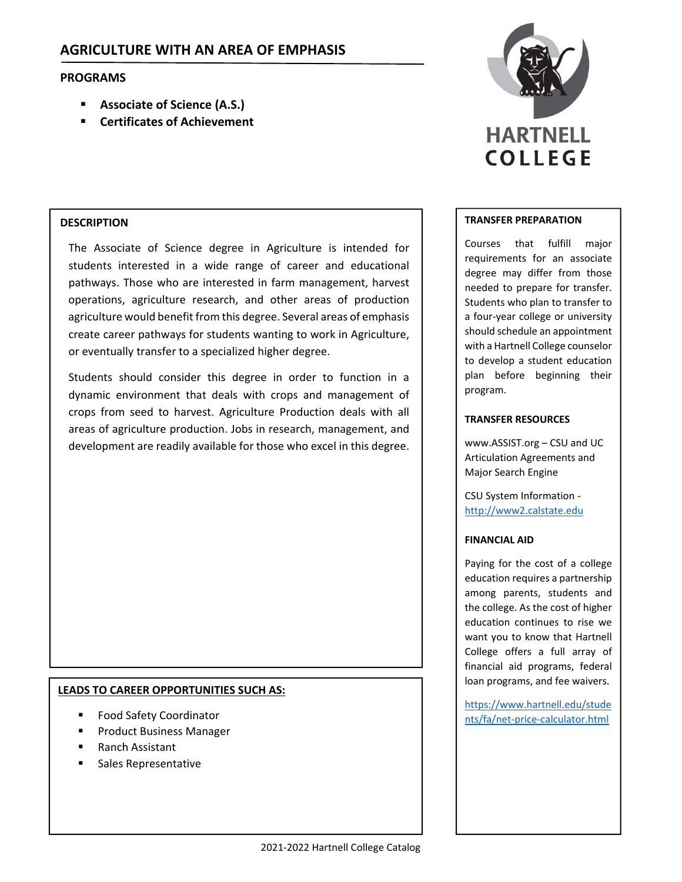# AGRICULTURE WITH AN AREA OF EMPHASIS

## PROGRAMS

- **Associate of Science (A.S.)**
- **Certificates of Achievement**

HARTNELL COLLEGE

### DESCRIPTION

The Associate of Science degree in Agriculture is intended for students interested in a wide range of career and educational pathways. Those who are interested in farm management, harvest operations, agriculture research, and other areas of production agriculture would benefit from this degree. Several areas of emphasis create career pathways for students wanting to work in Agriculture, or eventually transfer to a specialized higher degree.

Students should consider this degree in order to function in a dynamic environment that deals with crops and management of crops from seed to harvest. Agriculture Production deals with all areas of agriculture production. Jobs in research, management, and development are readily available for those who excel in this degree.

### LEADS TO CAREER OPPORTUNITIES SUCH AS:

- Food Safety Coordinator
- Product Business Manager
- Ranch Assistant
- Sales Representative

### TRANSFER PREPARATION

Courses that fulfill major requirements for an associate degree may differ from those needed to prepare for transfer. Students who plan to transfer to a four-year college or university should schedule an appointment with a Hartnell College counselor to develop a student education plan before beginning their program.

### TRANSFER RESOURCES

www.ASSIST.org – CSU and UC Articulation Agreements and Major Search Engine

CSU System Information - http://www2.calstate.edu

### FINANCIAL AID

Paying for the cost of a college education requires a partnership among parents, students and the college. As the cost of higher education continues to rise we want you to know that Hartnell College offers a full array of financial aid programs, federal loan programs, and fee waivers.

https://www.hartnell.edu/students/fa/net-price-calculator.html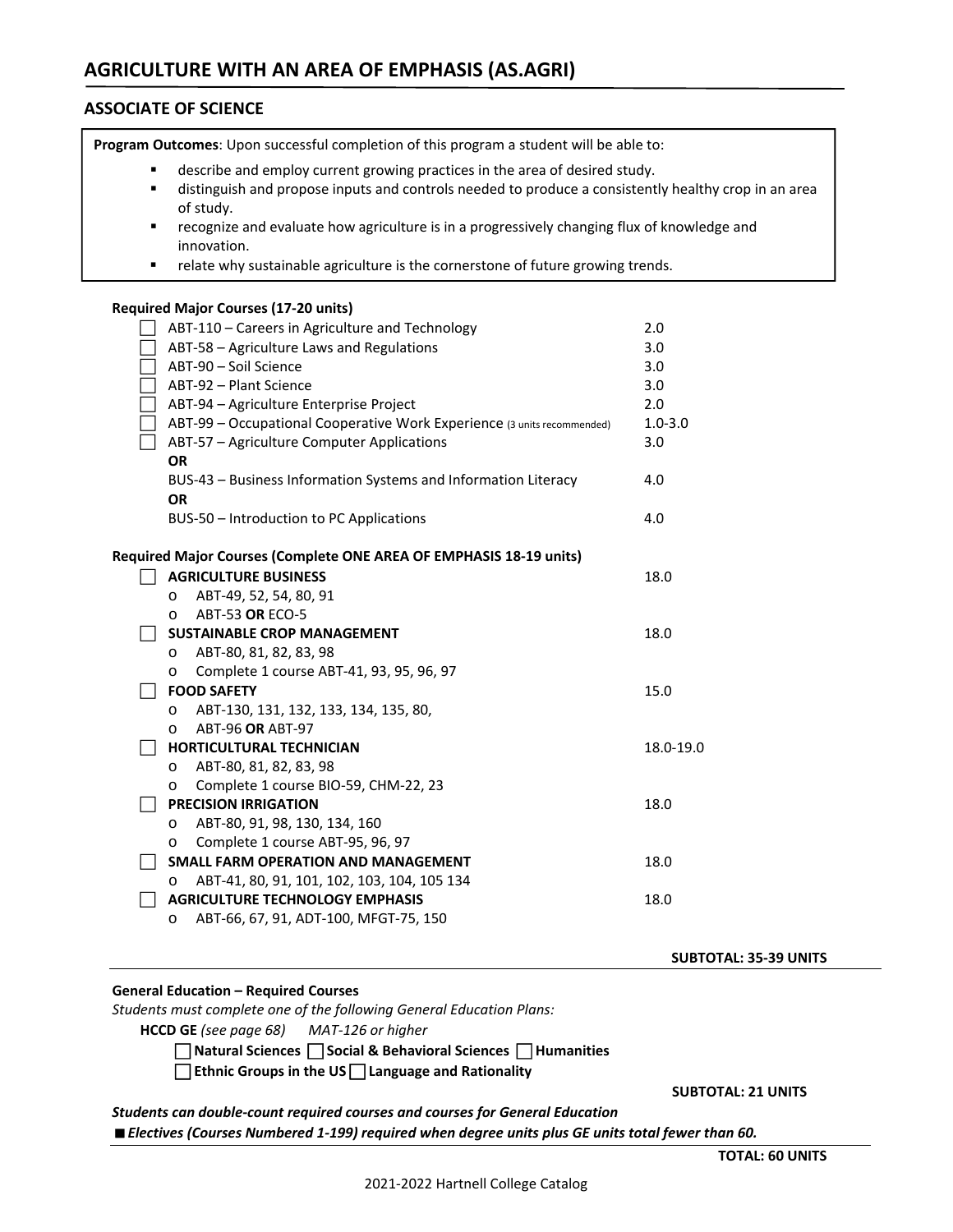## AGRICULTURE WITH AN AREA OF EMPHASIS (AS.AGRI)

### ASSOCIATE OF SCIENCE

**Program Outcomes**: Upon successful completion of this program a student will be able to:

- describe and employ current growing practices in the area of desired study.
- distinguish and propose inputs and controls needed to produce a consistently healthy crop in an area of study.
- recognize and evaluate how agriculture is in a progressively changing flux of knowledge and innovation.
- relate why sustainable agriculture is the cornerstone of future growing trends.

**Required Major Courses (17-20 units)**

| | |
|---|---|
| ☐ ABT-110 – Careers in Agriculture and Technology | 2.0 |
| ☐ ABT-58 – Agriculture Laws and Regulations | 3.0 |
| ☐ ABT-90 – Soil Science | 3.0 |
| ☐ ABT-92 – Plant Science | 3.0 |
| ☐ ABT-94 – Agriculture Enterprise Project | 2.0 |
| ☐ ABT-99 – Occupational Cooperative Work Experience (3 units recommended) | 1.0-3.0 |
| ☐ ABT-57 – Agriculture Computer Applications | 3.0 |
| **OR** | |
| BUS-43 – Business Information Systems and Information Literacy | 4.0 |
| **OR** | |
| BUS-50 – Introduction to PC Applications | 4.0 |

**Required Major Courses (Complete ONE AREA OF EMPHASIS 18-19 units)**

| | |
|---|---|
| ☐ **AGRICULTURE BUSINESS** | 18.0 |
| o ABT-49, 52, 54, 80, 91 | |
| o ABT-53 **OR** ECO-5 | |
| ☐ **SUSTAINABLE CROP MANAGEMENT** | 18.0 |
| o ABT-80, 81, 82, 83, 98 | |
| o Complete 1 course ABT-41, 93, 95, 96, 97 | |
| ☐ **FOOD SAFETY** | 15.0 |
| o ABT-130, 131, 132, 133, 134, 135, 80, | |
| o ABT-96 **OR** ABT-97 | |
| ☐ **HORTICULTURAL TECHNICIAN** | 18.0-19.0 |
| o ABT-80, 81, 82, 83, 98 | |
| o Complete 1 course BIO-59, CHM-22, 23 | |
| ☐ **PRECISION IRRIGATION** | 18.0 |
| o ABT-80, 91, 98, 130, 134, 160 | |
| o Complete 1 course ABT-95, 96, 97 | |
| ☐ **SMALL FARM OPERATION AND MANAGEMENT** | 18.0 |
| o ABT-41, 80, 91, 101, 102, 103, 104, 105 134 | |
| ☐ **AGRICULTURE TECHNOLOGY EMPHASIS** | 18.0 |
| o ABT-66, 67, 91, ADT-100, MFGT-75, 150 | |

**SUBTOTAL: 35-39 UNITS**

**General Education – Required Courses**

*Students must complete one of the following General Education Plans:*

**HCCD GE** *(see page 68)* *MAT-126 or higher*

☐ **Natural Sciences** ☐ **Social & Behavioral Sciences** ☐ **Humanities**

☐ **Ethnic Groups in the US** ☐ **Language and Rationality**

**SUBTOTAL: 21 UNITS**

***Students can double-count required courses and courses for General Education***

■ ***Electives (Courses Numbered 1-199) required when degree units plus GE units total fewer than 60.***

**TOTAL: 60 UNITS**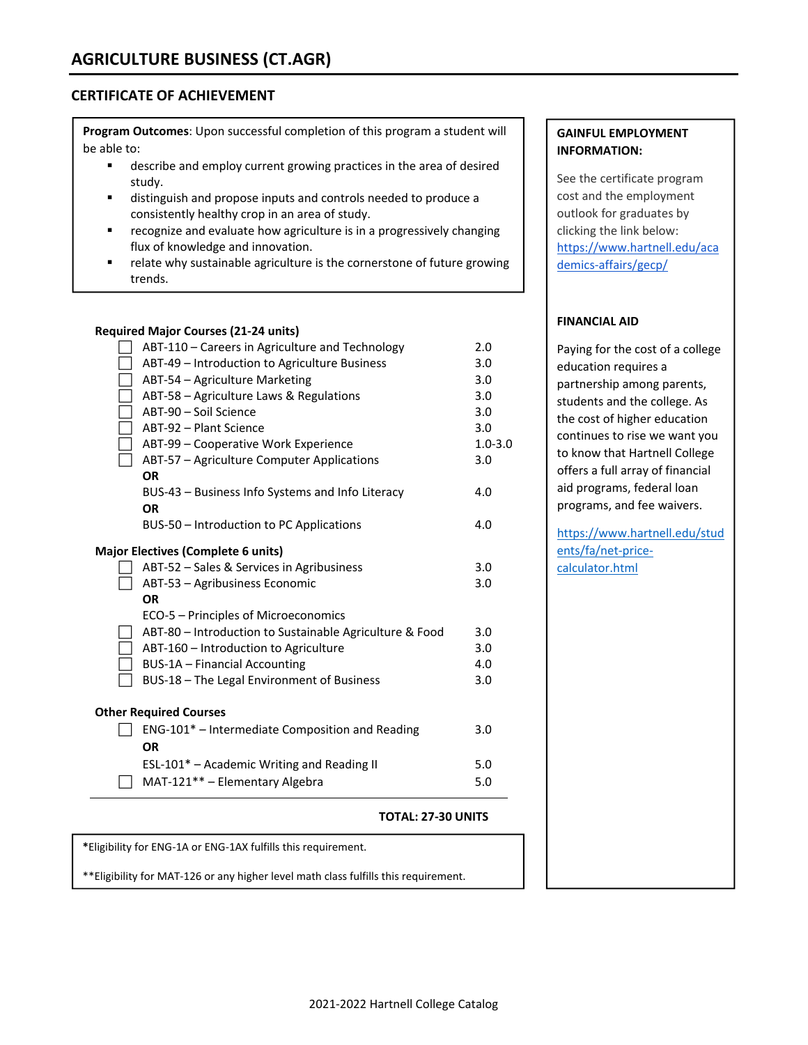## AGRICULTURE BUSINESS (CT.AGR)

### CERTIFICATE OF ACHIEVEMENT

**Program Outcomes**: Upon successful completion of this program a student will be able to:

- describe and employ current growing practices in the area of desired study.
- distinguish and propose inputs and controls needed to produce a consistently healthy crop in an area of study.
- recognize and evaluate how agriculture is in a progressively changing flux of knowledge and innovation.
- relate why sustainable agriculture is the cornerstone of future growing trends.

**Required Major Courses (21-24 units)**

| | | |
|---|---|---|
| ☐ | ABT-110 – Careers in Agriculture and Technology | 2.0 |
| ☐ | ABT-49 – Introduction to Agriculture Business | 3.0 |
| ☐ | ABT-54 – Agriculture Marketing | 3.0 |
| ☐ | ABT-58 – Agriculture Laws & Regulations | 3.0 |
| ☐ | ABT-90 – Soil Science | 3.0 |
| ☐ | ABT-92 – Plant Science | 3.0 |
| ☐ | ABT-99 – Cooperative Work Experience | 1.0-3.0 |
| ☐ | ABT-57 – Agriculture Computer Applications | 3.0 |
| | **OR** | |
| | BUS-43 – Business Info Systems and Info Literacy | 4.0 |
| | **OR** | |
| | BUS-50 – Introduction to PC Applications | 4.0 |

**Major Electives (Complete 6 units)**

| | | |
|---|---|---|
| ☐ | ABT-52 – Sales & Services in Agribusiness | 3.0 |
| ☐ | ABT-53 – Agribusiness Economic | 3.0 |
| | **OR** | |
| | ECO-5 – Principles of Microeconomics | |
| ☐ | ABT-80 – Introduction to Sustainable Agriculture & Food | 3.0 |
| ☐ | ABT-160 – Introduction to Agriculture | 3.0 |
| ☐ | BUS-1A – Financial Accounting | 4.0 |
| ☐ | BUS-18 – The Legal Environment of Business | 3.0 |

**Other Required Courses**

| | | |
|---|---|---|
| ☐ | ENG-101* – Intermediate Composition and Reading | 3.0 |
| | **OR** | |
| | ESL-101* – Academic Writing and Reading II | 5.0 |
| ☐ | MAT-121** – Elementary Algebra | 5.0 |

**TOTAL: 27-30 UNITS**

*Eligibility for ENG-1A or ENG-1AX fulfills this requirement.

**Eligibility for MAT-126 or any higher level math class fulfills this requirement.

**GAINFUL EMPLOYMENT INFORMATION:**

See the certificate program cost and the employment outlook for graduates by clicking the link below:
https://www.hartnell.edu/academics-affairs/gecp/

**FINANCIAL AID**

Paying for the cost of a college education requires a partnership among parents, students and the college. As the cost of higher education continues to rise we want you to know that Hartnell College offers a full array of financial aid programs, federal loan programs, and fee waivers.

https://www.hartnell.edu/students/fa/net-price-calculator.html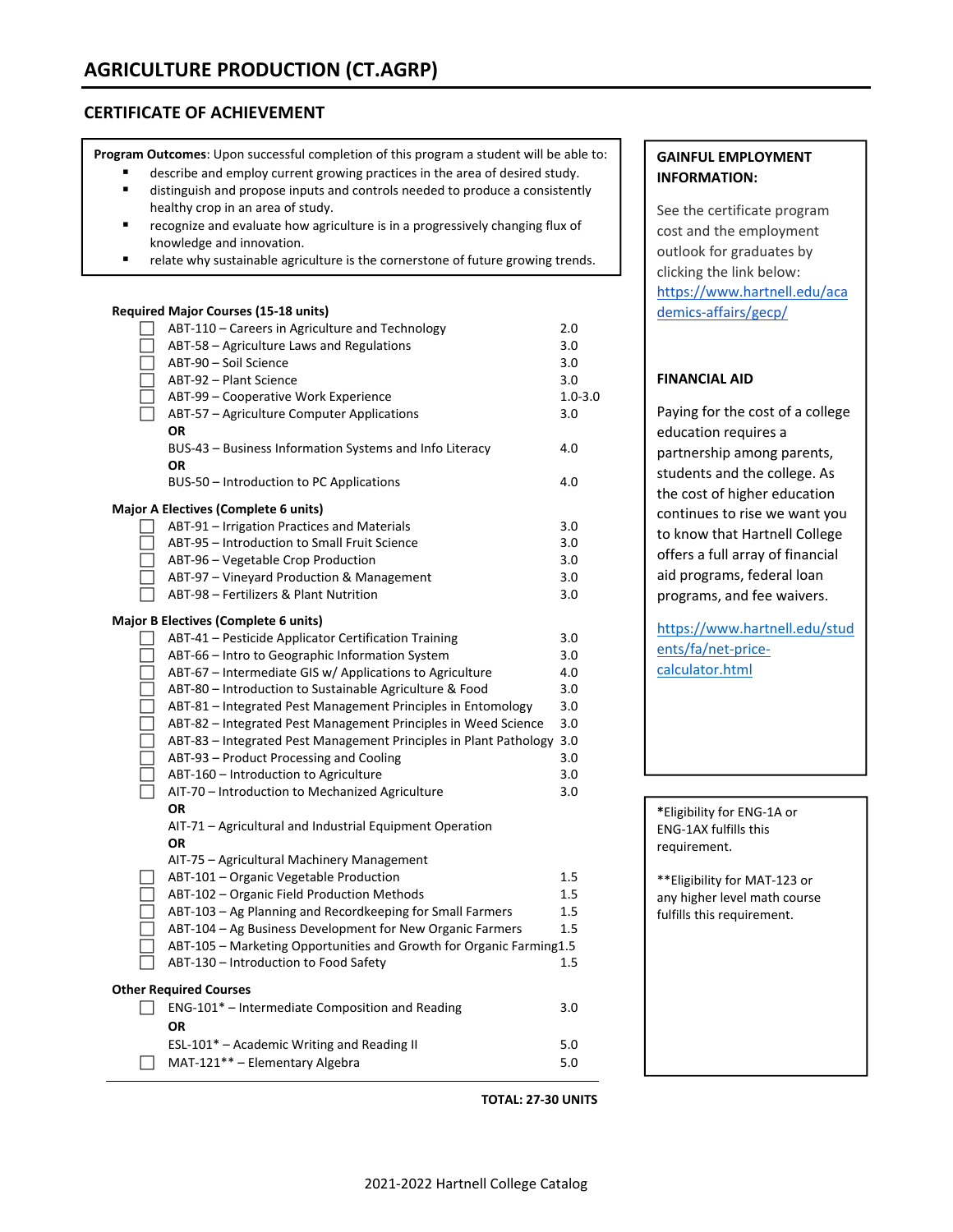## AGRICULTURE PRODUCTION (CT.AGRP)

### CERTIFICATE OF ACHIEVEMENT

**Program Outcomes**: Upon successful completion of this program a student will be able to:

- describe and employ current growing practices in the area of desired study.
- distinguish and propose inputs and controls needed to produce a consistently healthy crop in an area of study.
- recognize and evaluate how agriculture is in a progressively changing flux of knowledge and innovation.
- relate why sustainable agriculture is the cornerstone of future growing trends.

**Required Major Courses (15-18 units)**

| | | |
|---|---|---|
| ☐ | ABT-110 – Careers in Agriculture and Technology | 2.0 |
| ☐ | ABT-58 – Agriculture Laws and Regulations | 3.0 |
| ☐ | ABT-90 – Soil Science | 3.0 |
| ☐ | ABT-92 – Plant Science | 3.0 |
| ☐ | ABT-99 – Cooperative Work Experience | 1.0-3.0 |
| ☐ | ABT-57 – Agriculture Computer Applications | 3.0 |
| | **OR** | |
| | BUS-43 – Business Information Systems and Info Literacy | 4.0 |
| | **OR** | |
| | BUS-50 – Introduction to PC Applications | 4.0 |

**Major A Electives (Complete 6 units)**

| | | |
|---|---|---|
| ☐ | ABT-91 – Irrigation Practices and Materials | 3.0 |
| ☐ | ABT-95 – Introduction to Small Fruit Science | 3.0 |
| ☐ | ABT-96 – Vegetable Crop Production | 3.0 |
| ☐ | ABT-97 – Vineyard Production & Management | 3.0 |
| ☐ | ABT-98 – Fertilizers & Plant Nutrition | 3.0 |

**Major B Electives (Complete 6 units)**

| | | |
|---|---|---|
| ☐ | ABT-41 – Pesticide Applicator Certification Training | 3.0 |
| ☐ | ABT-66 – Intro to Geographic Information System | 3.0 |
| ☐ | ABT-67 – Intermediate GIS w/ Applications to Agriculture | 4.0 |
| ☐ | ABT-80 – Introduction to Sustainable Agriculture & Food | 3.0 |
| ☐ | ABT-81 – Integrated Pest Management Principles in Entomology | 3.0 |
| ☐ | ABT-82 – Integrated Pest Management Principles in Weed Science | 3.0 |
| ☐ | ABT-83 – Integrated Pest Management Principles in Plant Pathology | 3.0 |
| ☐ | ABT-93 – Product Processing and Cooling | 3.0 |
| ☐ | ABT-160 – Introduction to Agriculture | 3.0 |
| ☐ | AIT-70 – Introduction to Mechanized Agriculture | 3.0 |
| | **OR** | |
| | AIT-71 – Agricultural and Industrial Equipment Operation | |
| | **OR** | |
| | AIT-75 – Agricultural Machinery Management | |
| ☐ | ABT-101 – Organic Vegetable Production | 1.5 |
| ☐ | ABT-102 – Organic Field Production Methods | 1.5 |
| ☐ | ABT-103 – Ag Planning and Recordkeeping for Small Farmers | 1.5 |
| ☐ | ABT-104 – Ag Business Development for New Organic Farmers | 1.5 |
| ☐ | ABT-105 – Marketing Opportunities and Growth for Organic Farming | 1.5 |
| ☐ | ABT-130 – Introduction to Food Safety | 1.5 |

**Other Required Courses**

| | | |
|---|---|---|
| ☐ | ENG-101* – Intermediate Composition and Reading | 3.0 |
| | **OR** | |
| | ESL-101* – Academic Writing and Reading II | 5.0 |
| ☐ | MAT-121** – Elementary Algebra | 5.0 |

**TOTAL: 27-30 UNITS**

**GAINFUL EMPLOYMENT INFORMATION:**

See the certificate program cost and the employment outlook for graduates by clicking the link below:
https://www.hartnell.edu/academics-affairs/gecp/

**FINANCIAL AID**

Paying for the cost of a college education requires a partnership among parents, students and the college. As the cost of higher education continues to rise we want you to know that Hartnell College offers a full array of financial aid programs, federal loan programs, and fee waivers.

https://www.hartnell.edu/students/fa/net-price-calculator.html

*Eligibility for ENG-1A or ENG-1AX fulfills this requirement.

**Eligibility for MAT-123 or any higher level math course fulfills this requirement.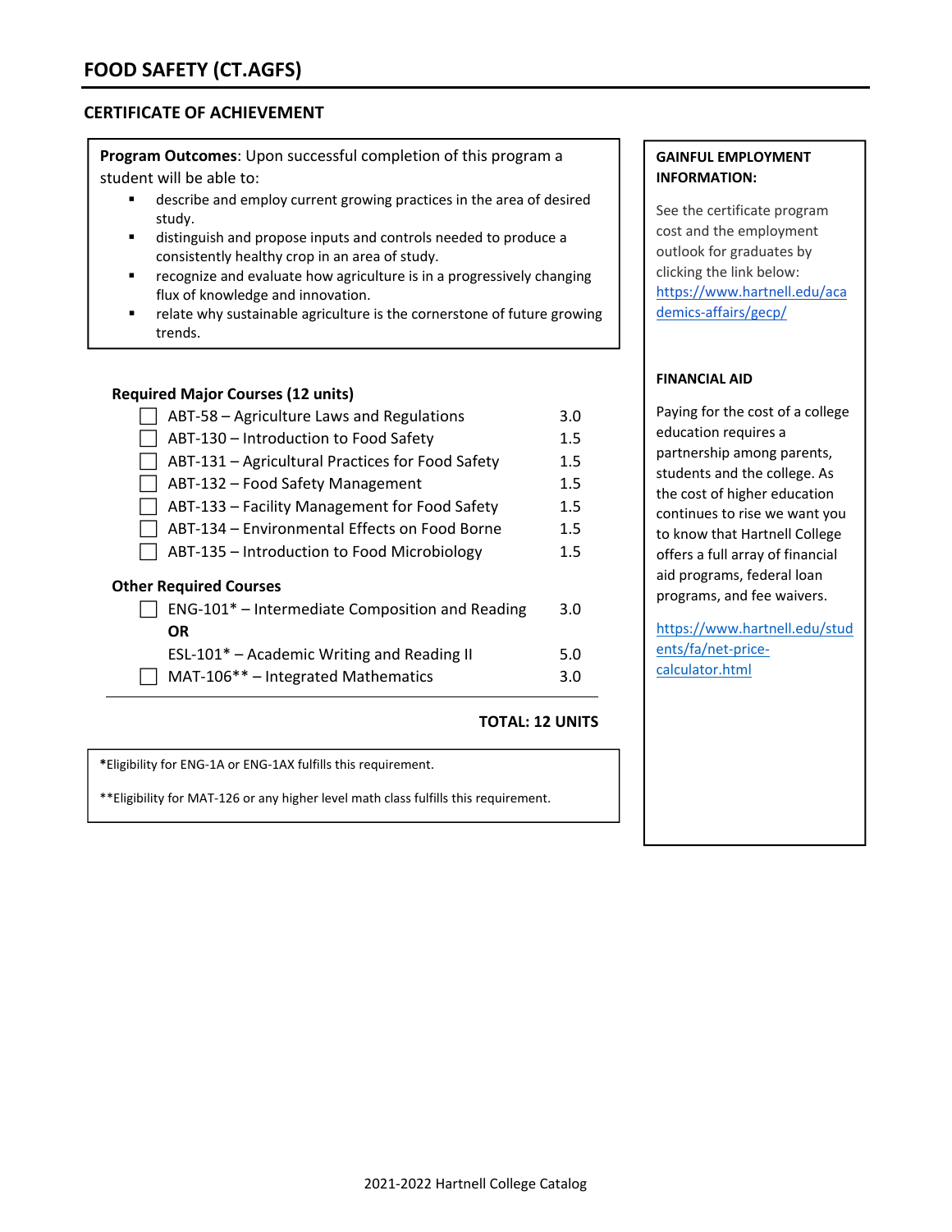# FOOD SAFETY (CT.AGFS)

## CERTIFICATE OF ACHIEVEMENT

**Program Outcomes**: Upon successful completion of this program a student will be able to:

- describe and employ current growing practices in the area of desired study.
- distinguish and propose inputs and controls needed to produce a consistently healthy crop in an area of study.
- recognize and evaluate how agriculture is in a progressively changing flux of knowledge and innovation.
- relate why sustainable agriculture is the cornerstone of future growing trends.

### Required Major Courses (12 units)

| | | |
|---|---|---|
| ☐ | ABT-58 – Agriculture Laws and Regulations | 3.0 |
| ☐ | ABT-130 – Introduction to Food Safety | 1.5 |
| ☐ | ABT-131 – Agricultural Practices for Food Safety | 1.5 |
| ☐ | ABT-132 – Food Safety Management | 1.5 |
| ☐ | ABT-133 – Facility Management for Food Safety | 1.5 |
| ☐ | ABT-134 – Environmental Effects on Food Borne | 1.5 |
| ☐ | ABT-135 – Introduction to Food Microbiology | 1.5 |

### Other Required Courses

| | | |
|---|---|---|
| ☐ | ENG-101* – Intermediate Composition and Reading | 3.0 |
| | **OR** | |
| | ESL-101* – Academic Writing and Reading II | 5.0 |
| ☐ | MAT-106** – Integrated Mathematics | 3.0 |

**TOTAL: 12 UNITS**

*Eligibility for ENG-1A or ENG-1AX fulfills this requirement.

**Eligibility for MAT-126 or any higher level math class fulfills this requirement.

### GAINFUL EMPLOYMENT INFORMATION:

See the certificate program cost and the employment outlook for graduates by clicking the link below: https://www.hartnell.edu/academics-affairs/gecp/

### FINANCIAL AID

Paying for the cost of a college education requires a partnership among parents, students and the college. As the cost of higher education continues to rise we want you to know that Hartnell College offers a full array of financial aid programs, federal loan programs, and fee waivers.

https://www.hartnell.edu/students/fa/net-price-calculator.html